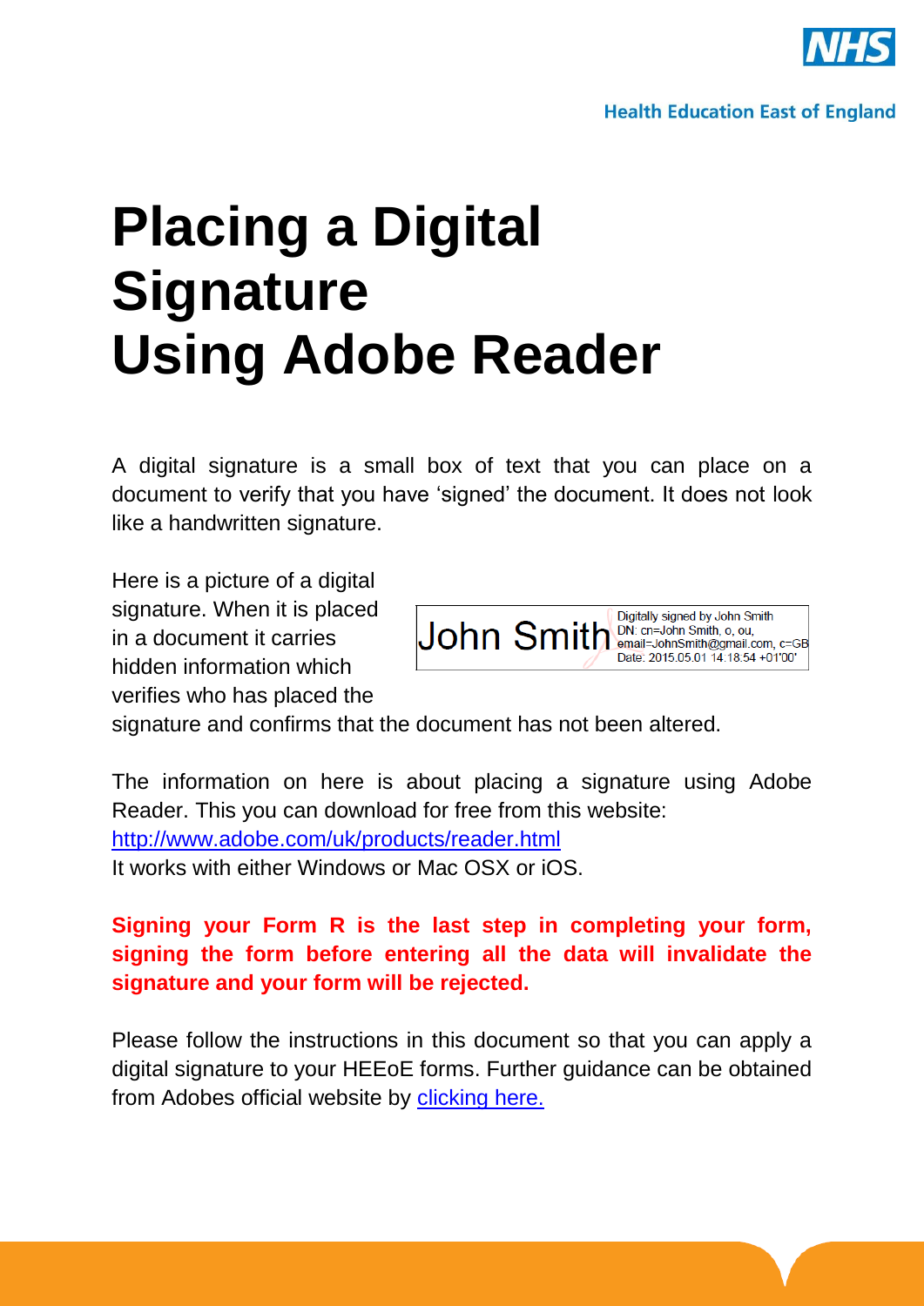Health Education East of England

# Placing a Digital Signature Using Adobe Reader

A digital signature is a small box of text that you can place on a document to verify that you have 'signed' the document. It does not look like a handwritten signature.

Here is a picture of a digital signature. When it is placed in a document it carries hidden information which verifies who has placed the signature and confirms that the document has not been altered.

John Smith — Digitally signed by John Smith DN: cn=John Smith, o, ou, email=JohnSmith@gmail.com, c=GB Date: 2015.05.01 14:18:54 +01'00'

The information on here is about placing a signature using Adobe Reader. This you can download for free from this website: [http://www.adobe.com/uk/products/reader.html](http://www.adobe.com/uk/products/reader.html)
It works with either Windows or Mac OSX or iOS.

**Signing your Form R is the last step in completing your form, signing the form before entering all the data will invalidate the signature and your form will be rejected.**

Please follow the instructions in this document so that you can apply a digital signature to your HEEoE forms. Further guidance can be obtained from Adobes official website by clicking here.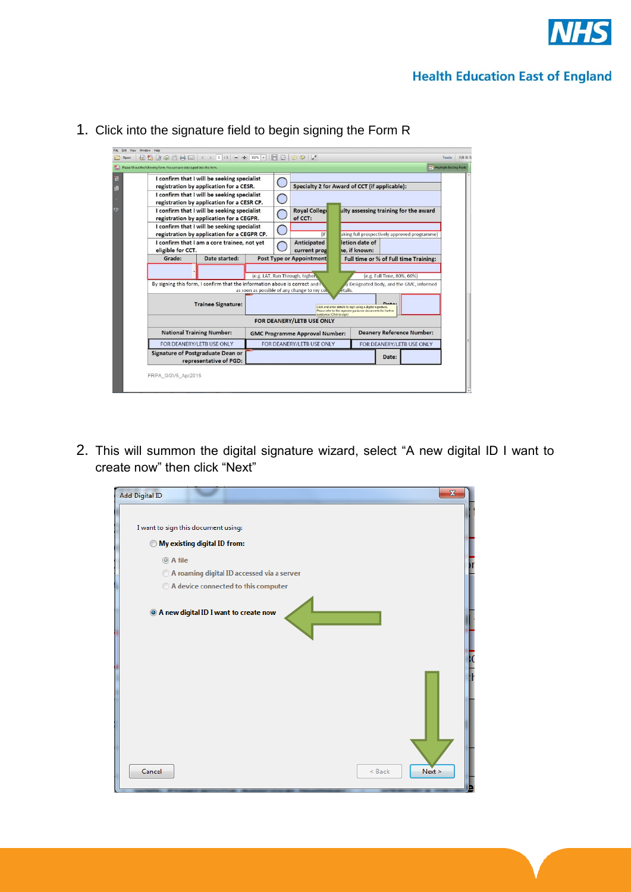1. Click into the signature field to begin signing the Form R

2. This will summon the digital signature wizard, select "A new digital ID I want to create now" then click "Next"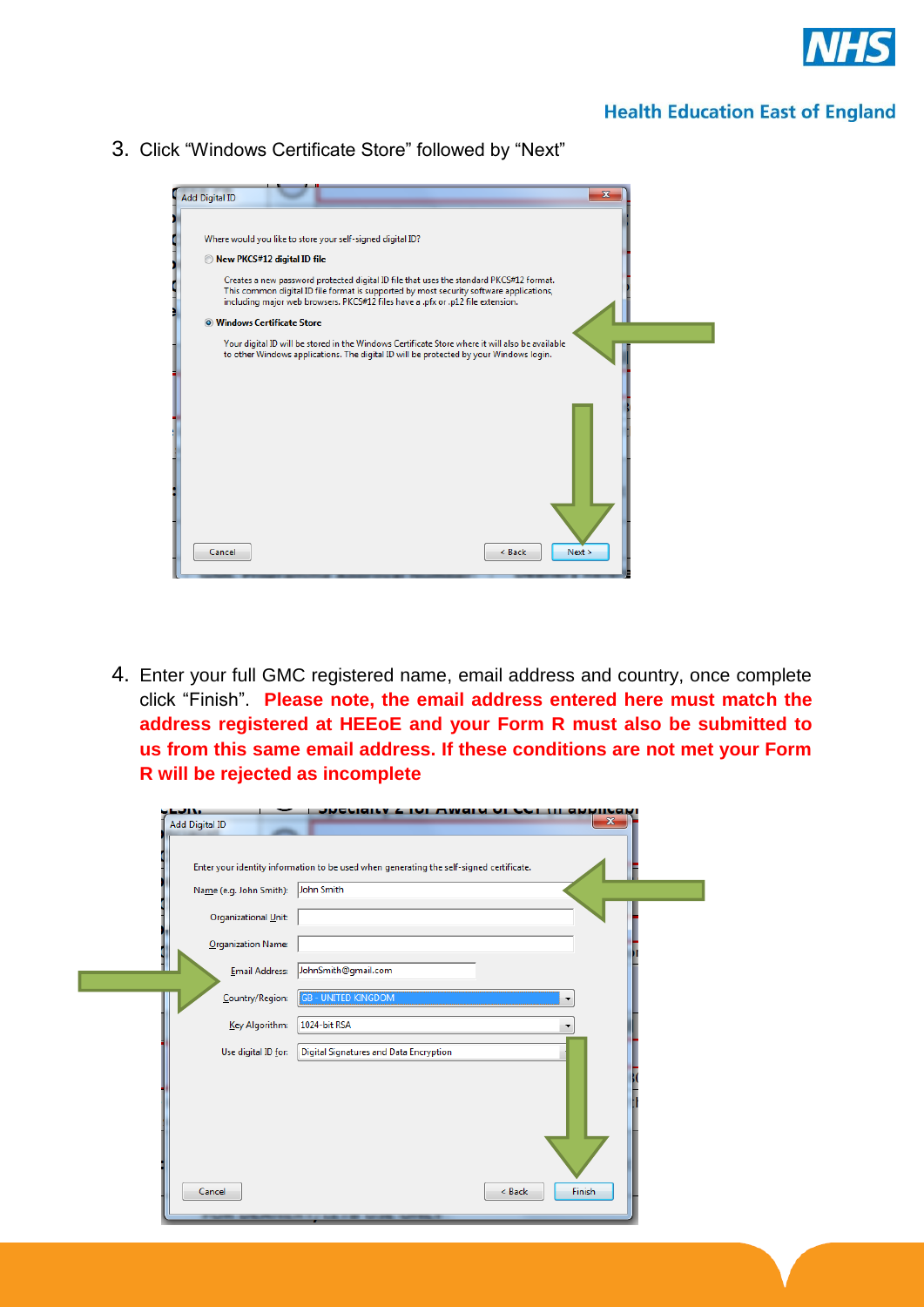3. Click “Windows Certificate Store” followed by “Next”

4. Enter your full GMC registered name, email address and country, once complete click “Finish”. **Please note, the email address entered here must match the address registered at HEEoE and your Form R must also be submitted to us from this same email address. If these conditions are not met your Form R will be rejected as incomplete**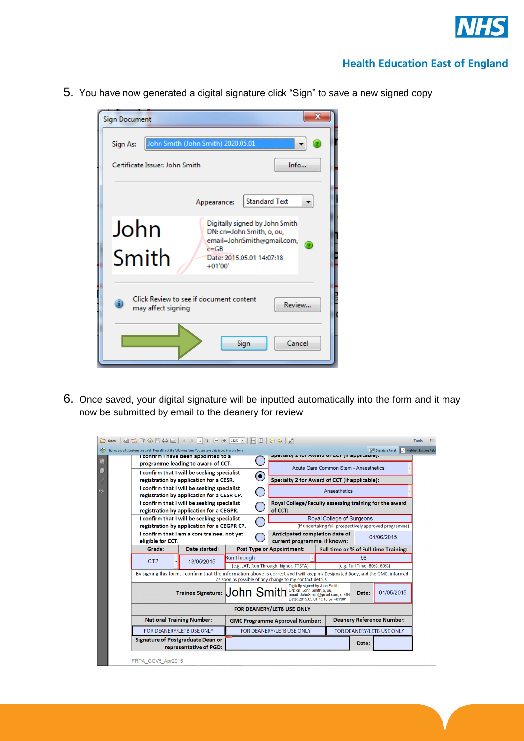5. You have now generated a digital signature click “Sign” to save a new signed copy

6. Once saved, your digital signature will be inputted automatically into the form and it may now be submitted by email to the deanery for review